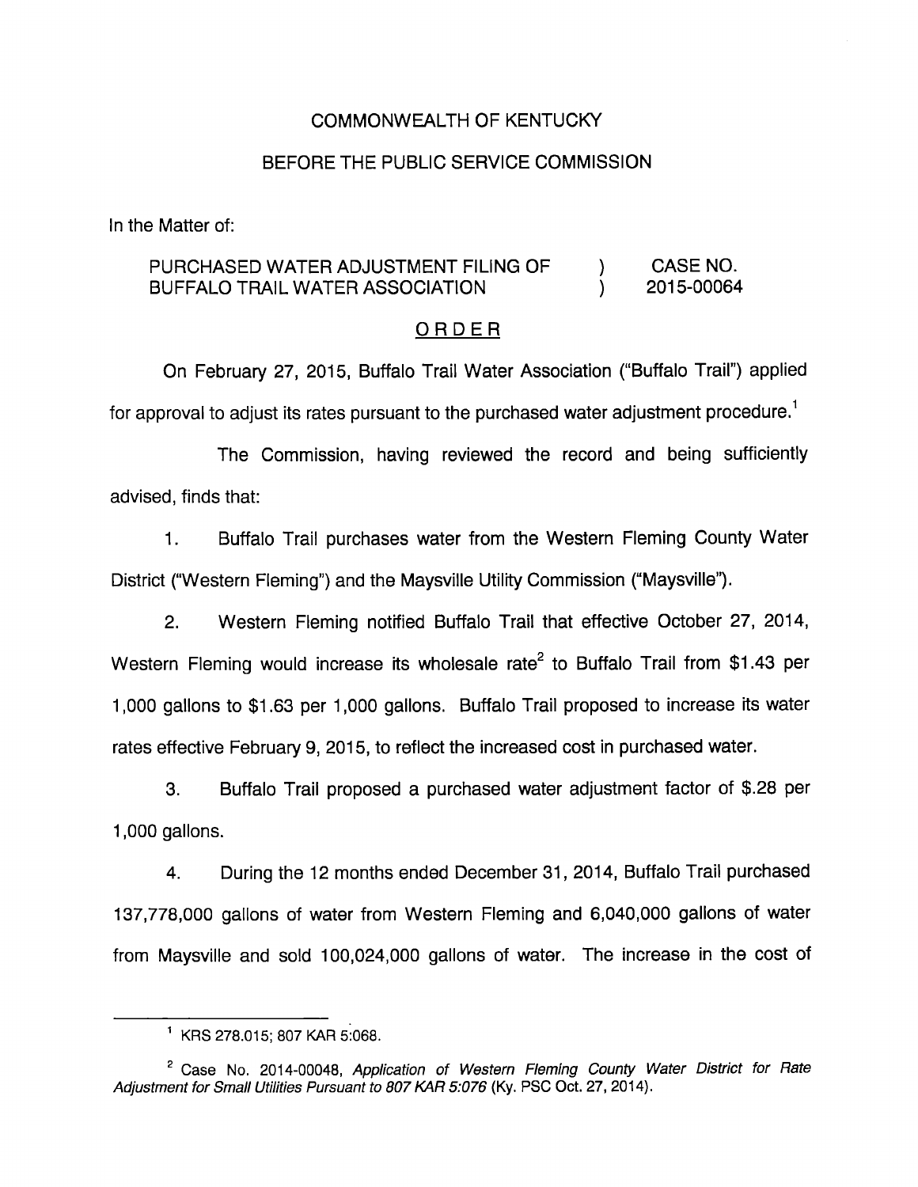COMMONWEALTH OF KENTUCKY

BEFORE THE PUBLIC SERVICE COMMISSION

In the Matter of:

| | | |
|---|---|---|
| PURCHASED WATER ADJUSTMENT FILING OF BUFFALO TRAIL WATER ASSOCIATION | ) ) | CASE NO. 2015-00064 |

ORDER

On February 27, 2015, Buffalo Trail Water Association ("Buffalo Trail") applied for approval to adjust its rates pursuant to the purchased water adjustment procedure.[1]

The Commission, having reviewed the record and being sufficiently advised, finds that:

1. Buffalo Trail purchases water from the Western Fleming County Water District ("Western Fleming") and the Maysville Utility Commission ("Maysville").

2. Western Fleming notified Buffalo Trail that effective October 27, 2014, Western Fleming would increase its wholesale rate[2] to Buffalo Trail from $1.43 per 1,000 gallons to $1.63 per 1,000 gallons. Buffalo Trail proposed to increase its water rates effective February 9, 2015, to reflect the increased cost in purchased water.

3. Buffalo Trail proposed a purchased water adjustment factor of $.28 per 1,000 gallons.

4. During the 12 months ended December 31, 2014, Buffalo Trail purchased 137,778,000 gallons of water from Western Fleming and 6,040,000 gallons of water from Maysville and sold 100,024,000 gallons of water. The increase in the cost of

---

[1] KRS 278.015; 807 KAR 5:068.

[2] Case No. 2014-00048, *Application of Western Fleming County Water District for Rate Adjustment for Small Utilities Pursuant to 807 KAR 5:076* (Ky. PSC Oct. 27, 2014).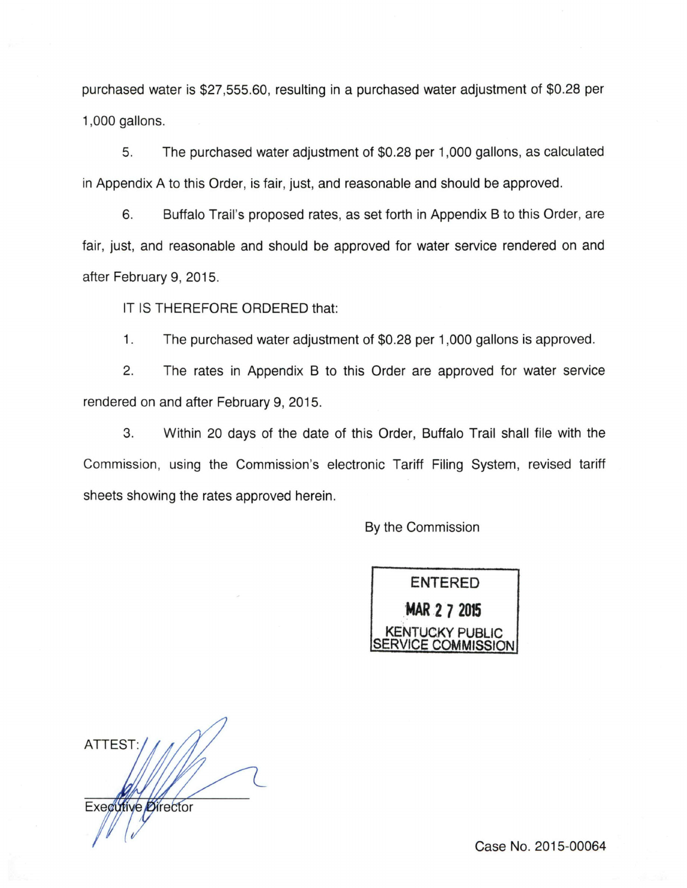purchased water is $27,555.60, resulting in a purchased water adjustment of $0.28 per 1,000 gallons.

5. The purchased water adjustment of $0.28 per 1,000 gallons, as calculated in Appendix A to this Order, is fair, just, and reasonable and should be approved.

6. Buffalo Trail's proposed rates, as set forth in Appendix B to this Order, are fair, just, and reasonable and should be approved for water service rendered on and after February 9, 2015.

IT IS THEREFORE ORDERED that:

1. The purchased water adjustment of $0.28 per 1,000 gallons is approved.

2. The rates in Appendix B to this Order are approved for water service rendered on and after February 9, 2015.

3. Within 20 days of the date of this Order, Buffalo Trail shall file with the Commission, using the Commission's electronic Tariff Filing System, revised tariff sheets showing the rates approved herein.

By the Commission

ENTERED
MAR 27 2015
KENTUCKY PUBLIC SERVICE COMMISSION

ATTEST:

Executive Director

Case No. 2015-00064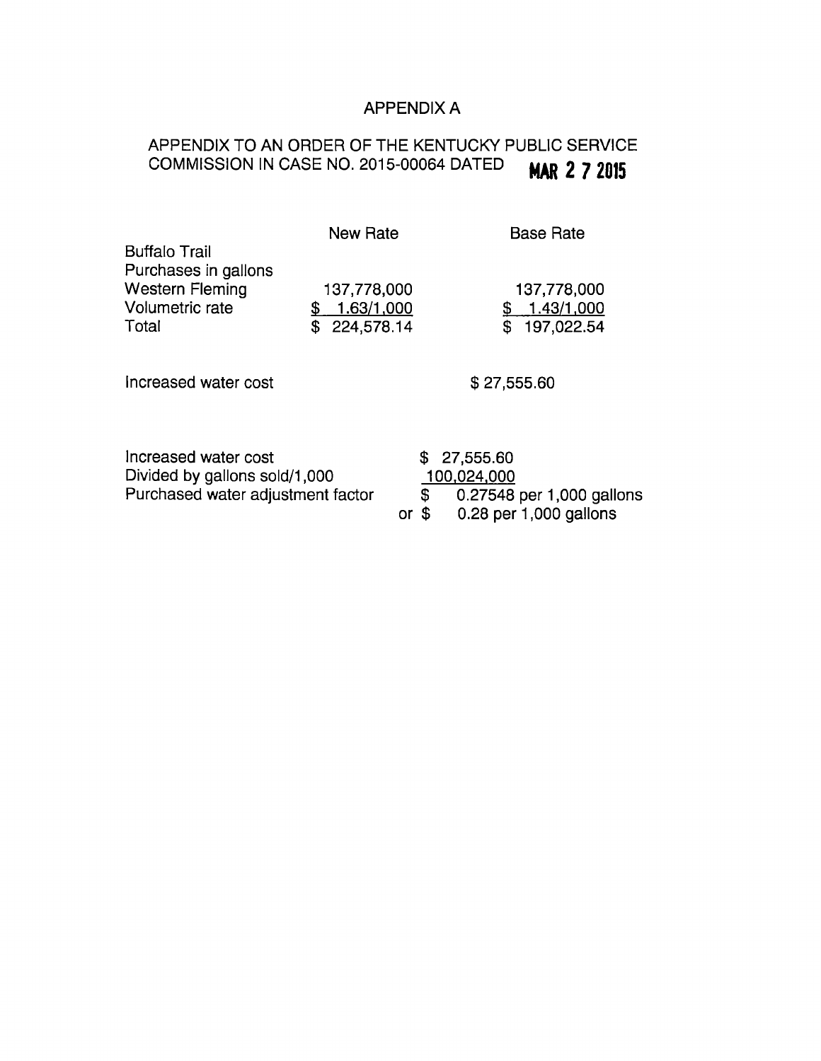# APPENDIX A

## APPENDIX TO AN ORDER OF THE KENTUCKY PUBLIC SERVICE COMMISSION IN CASE NO. 2015-00064 DATED MAR 2 7 2015

| | New Rate | Base Rate |
|---|---|---|
| Buffalo Trail | | |
| Purchases in gallons | | |
| Western Fleming | 137,778,000 | 137,778,000 |
| Volumetric rate | $ 1.63/1,000 | $ 1.43/1,000 |
| Total | $ 224,578.14 | $ 197,022.54 |

| | |
|---|---|
| Increased water cost | $ 27,555.60 |

| | |
|---|---|
| Increased water cost | $ 27,555.60 |
| Divided by gallons sold/1,000 | 100,024,000 |
| Purchased water adjustment factor | $ 0.27548 per 1,000 gallons |
| | or $ 0.28 per 1,000 gallons |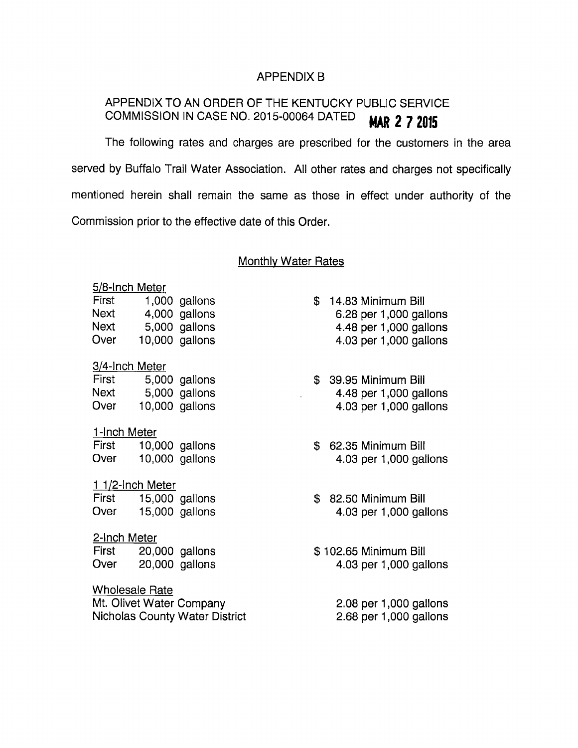## APPENDIX B

## APPENDIX TO AN ORDER OF THE KENTUCKY PUBLIC SERVICE COMMISSION IN CASE NO. 2015-00064 DATED MAR 2 7 2015

The following rates and charges are prescribed for the customers in the area served by Buffalo Trail Water Association. All other rates and charges not specifically mentioned herein shall remain the same as those in effect under authority of the Commission prior to the effective date of this Order.

### Monthly Water Rates

**5/8-Inch Meter**

| | | |
|---|---|---|
| First | 1,000 gallons | $ 14.83 Minimum Bill |
| Next | 4,000 gallons | 6.28 per 1,000 gallons |
| Next | 5,000 gallons | 4.48 per 1,000 gallons |
| Over | 10,000 gallons | 4.03 per 1,000 gallons |

**3/4-Inch Meter**

| | | |
|---|---|---|
| First | 5,000 gallons | $ 39.95 Minimum Bill |
| Next | 5,000 gallons | 4.48 per 1,000 gallons |
| Over | 10,000 gallons | 4.03 per 1,000 gallons |

**1-Inch Meter**

| | | |
|---|---|---|
| First | 10,000 gallons | $ 62.35 Minimum Bill |
| Over | 10,000 gallons | 4.03 per 1,000 gallons |

**1 1/2-Inch Meter**

| | | |
|---|---|---|
| First | 15,000 gallons | $ 82.50 Minimum Bill |
| Over | 15,000 gallons | 4.03 per 1,000 gallons |

**2-Inch Meter**

| | | |
|---|---|---|
| First | 20,000 gallons | $ 102.65 Minimum Bill |
| Over | 20,000 gallons | 4.03 per 1,000 gallons |

**Wholesale Rate**

| | |
|---|---|
| Mt. Olivet Water Company | 2.08 per 1,000 gallons |
| Nicholas County Water District | 2.68 per 1,000 gallons |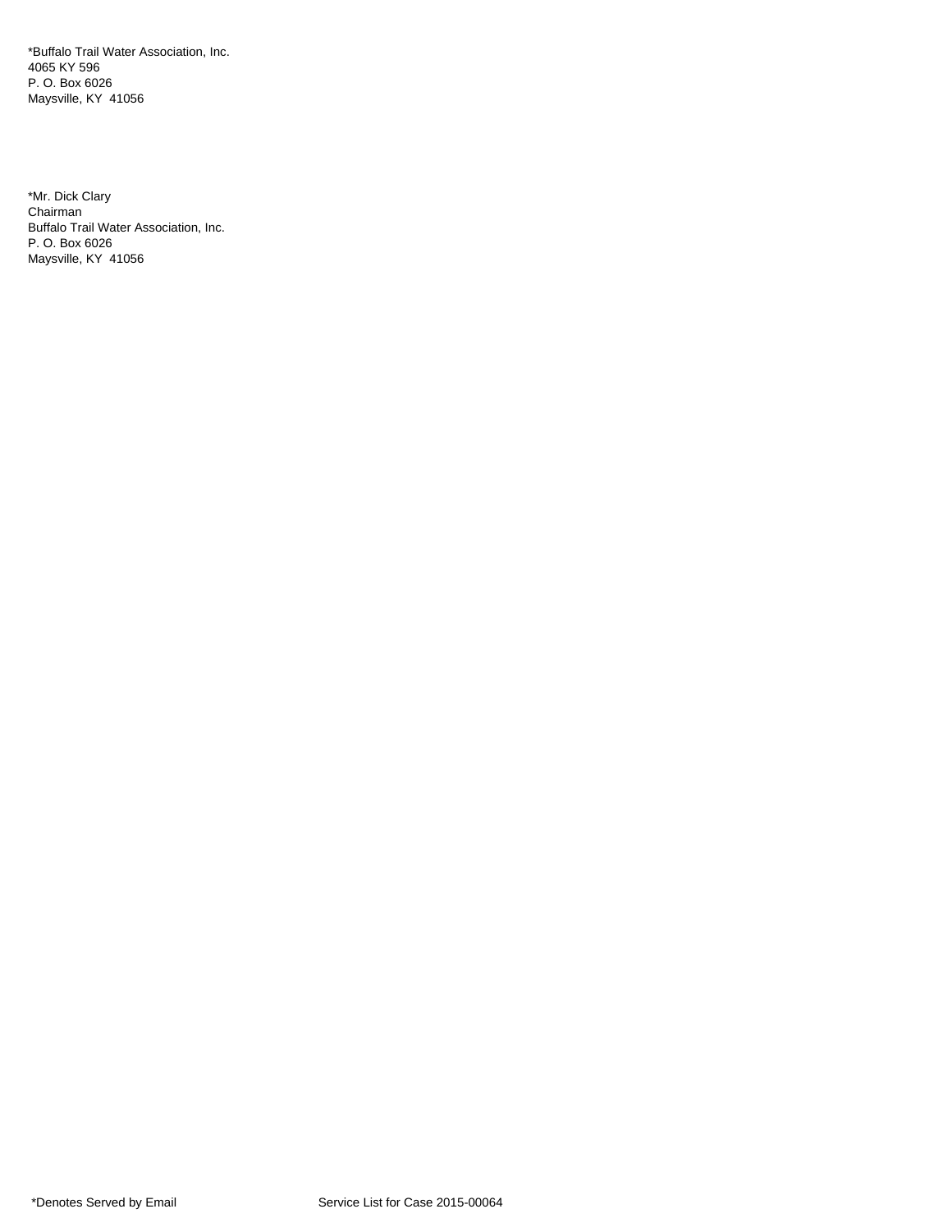*Buffalo Trail Water Association, Inc.
4065 KY 596
P. O. Box 6026
Maysville, KY 41056

*Mr. Dick Clary
Chairman
Buffalo Trail Water Association, Inc.
P. O. Box 6026
Maysville, KY 41056